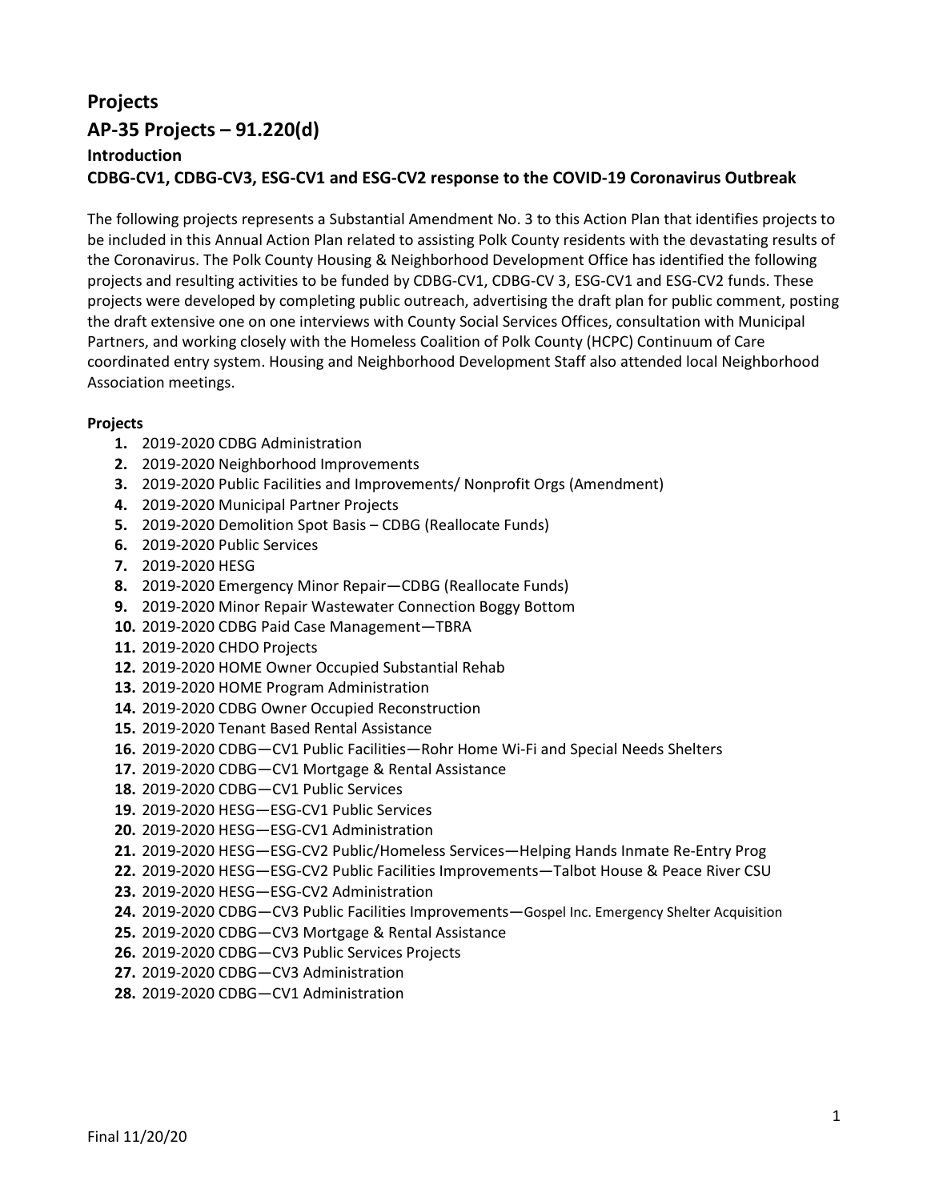# Projects

## AP-35 Projects – 91.220(d)

### Introduction

### CDBG-CV1, CDBG-CV3, ESG-CV1 and ESG-CV2 response to the COVID-19 Coronavirus Outbreak

The following projects represents a Substantial Amendment No. 3 to this Action Plan that identifies projects to be included in this Annual Action Plan related to assisting Polk County residents with the devastating results of the Coronavirus. The Polk County Housing & Neighborhood Development Office has identified the following projects and resulting activities to be funded by CDBG-CV1, CDBG-CV 3, ESG-CV1 and ESG-CV2 funds. These projects were developed by completing public outreach, advertising the draft plan for public comment, posting the draft extensive one on one interviews with County Social Services Offices, consultation with Municipal Partners, and working closely with the Homeless Coalition of Polk County (HCPC) Continuum of Care coordinated entry system. Housing and Neighborhood Development Staff also attended local Neighborhood Association meetings.

**Projects**

1. 2019-2020 CDBG Administration
2. 2019-2020 Neighborhood Improvements
3. 2019-2020 Public Facilities and Improvements/ Nonprofit Orgs (Amendment)
4. 2019-2020 Municipal Partner Projects
5. 2019-2020 Demolition Spot Basis – CDBG (Reallocate Funds)
6. 2019-2020 Public Services
7. 2019-2020 HESG
8. 2019-2020 Emergency Minor Repair—CDBG (Reallocate Funds)
9. 2019-2020 Minor Repair Wastewater Connection Boggy Bottom
10. 2019-2020 CDBG Paid Case Management—TBRA
11. 2019-2020 CHDO Projects
12. 2019-2020 HOME Owner Occupied Substantial Rehab
13. 2019-2020 HOME Program Administration
14. 2019-2020 CDBG Owner Occupied Reconstruction
15. 2019-2020 Tenant Based Rental Assistance
16. 2019-2020 CDBG—CV1 Public Facilities—Rohr Home Wi-Fi and Special Needs Shelters
17. 2019-2020 CDBG—CV1 Mortgage & Rental Assistance
18. 2019-2020 CDBG—CV1 Public Services
19. 2019-2020 HESG—ESG-CV1 Public Services
20. 2019-2020 HESG—ESG-CV1 Administration
21. 2019-2020 HESG—ESG-CV2 Public/Homeless Services—Helping Hands Inmate Re-Entry Prog
22. 2019-2020 HESG—ESG-CV2 Public Facilities Improvements—Talbot House & Peace River CSU
23. 2019-2020 HESG—ESG-CV2 Administration
24. 2019-2020 CDBG—CV3 Public Facilities Improvements—Gospel Inc. Emergency Shelter Acquisition
25. 2019-2020 CDBG—CV3 Mortgage & Rental Assistance
26. 2019-2020 CDBG—CV3 Public Services Projects
27. 2019-2020 CDBG—CV3 Administration
28. 2019-2020 CDBG—CV1 Administration

Final 11/20/20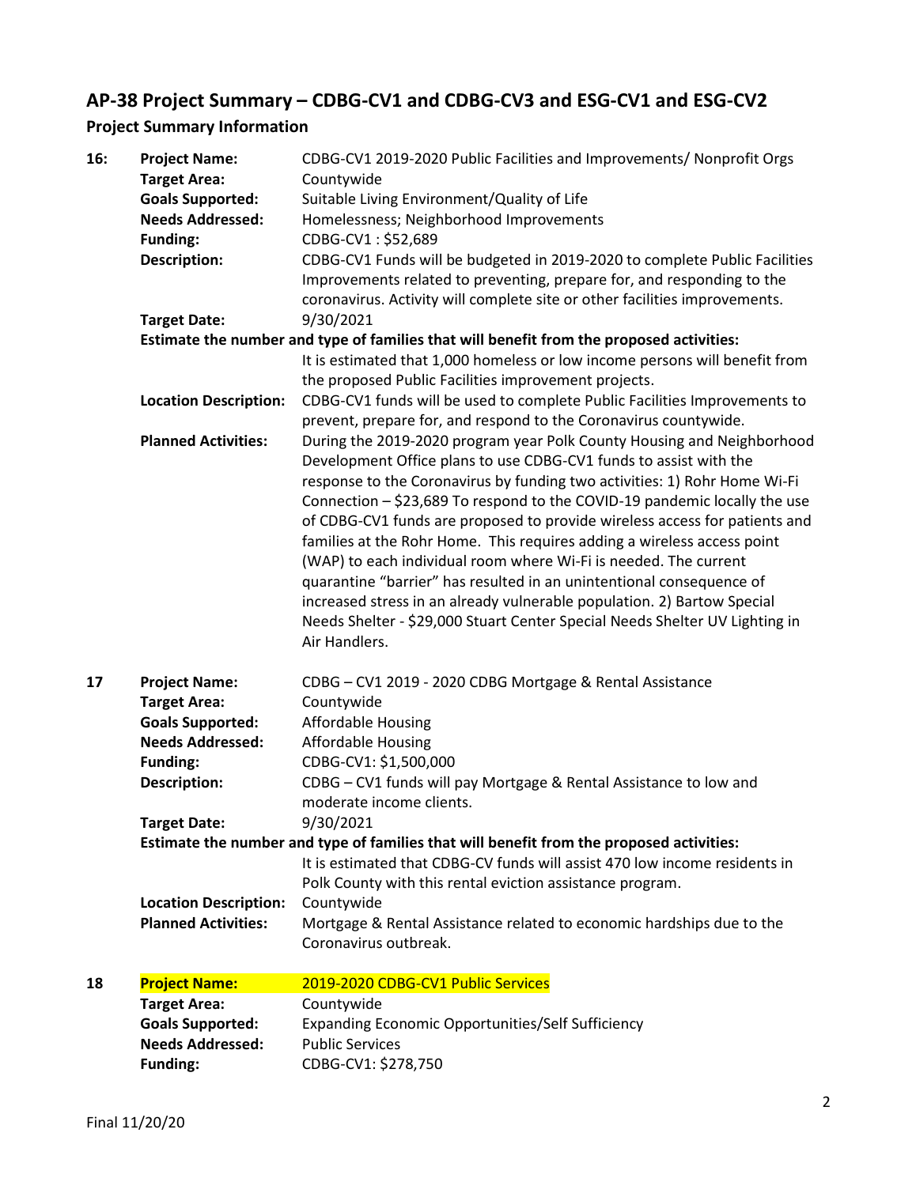## AP-38 Project Summary – CDBG-CV1 and CDBG-CV3 and ESG-CV1 and ESG-CV2

### Project Summary Information

| | | |
|---|---|---|
| **16:** | **Project Name:** | CDBG-CV1 2019-2020 Public Facilities and Improvements/ Nonprofit Orgs |
| | **Target Area:** | Countywide |
| | **Goals Supported:** | Suitable Living Environment/Quality of Life |
| | **Needs Addressed:** | Homelessness; Neighborhood Improvements |
| | **Funding:** | CDBG-CV1 : $52,689 |
| | **Description:** | CDBG-CV1 Funds will be budgeted in 2019-2020 to complete Public Facilities Improvements related to preventing, prepare for, and responding to the coronavirus. Activity will complete site or other facilities improvements. |
| | **Target Date:** | 9/30/2021 |
| | **Estimate the number and type of families that will benefit from the proposed activities:** | It is estimated that 1,000 homeless or low income persons will benefit from the proposed Public Facilities improvement projects. |
| | **Location Description:** | CDBG-CV1 funds will be used to complete Public Facilities Improvements to prevent, prepare for, and respond to the Coronavirus countywide. |
| | **Planned Activities:** | During the 2019-2020 program year Polk County Housing and Neighborhood Development Office plans to use CDBG-CV1 funds to assist with the response to the Coronavirus by funding two activities: 1) Rohr Home Wi-Fi Connection – $23,689 To respond to the COVID-19 pandemic locally the use of CDBG-CV1 funds are proposed to provide wireless access for patients and families at the Rohr Home. This requires adding a wireless access point (WAP) to each individual room where Wi-Fi is needed. The current quarantine "barrier" has resulted in an unintentional consequence of increased stress in an already vulnerable population. 2) Bartow Special Needs Shelter - $29,000 Stuart Center Special Needs Shelter UV Lighting in Air Handlers. |
| **17** | **Project Name:** | CDBG – CV1 2019 - 2020 CDBG Mortgage & Rental Assistance |
| | **Target Area:** | Countywide |
| | **Goals Supported:** | Affordable Housing |
| | **Needs Addressed:** | Affordable Housing |
| | **Funding:** | CDBG-CV1: $1,500,000 |
| | **Description:** | CDBG – CV1 funds will pay Mortgage & Rental Assistance to low and moderate income clients. |
| | **Target Date:** | 9/30/2021 |
| | **Estimate the number and type of families that will benefit from the proposed activities:** | It is estimated that CDBG-CV funds will assist 470 low income residents in Polk County with this rental eviction assistance program. |
| | **Location Description:** | Countywide |
| | **Planned Activities:** | Mortgage & Rental Assistance related to economic hardships due to the Coronavirus outbreak. |
| **18** | **Project Name:** | 2019-2020 CDBG-CV1 Public Services |
| | **Target Area:** | Countywide |
| | **Goals Supported:** | Expanding Economic Opportunities/Self Sufficiency |
| | **Needs Addressed:** | Public Services |
| | **Funding:** | CDBG-CV1: $278,750 |

Final 11/20/20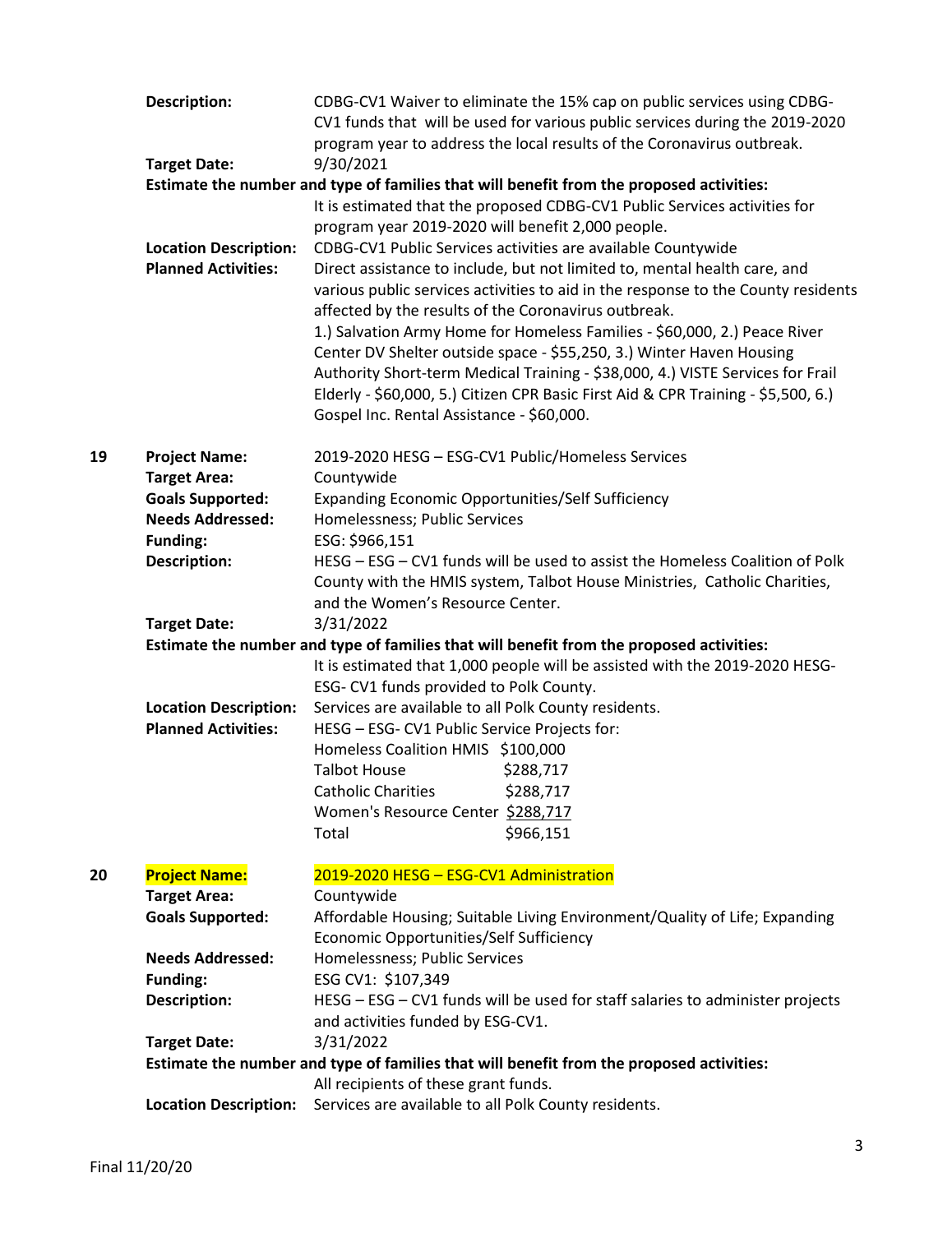**Description:** CDBG-CV1 Waiver to eliminate the 15% cap on public services using CDBG-CV1 funds that will be used for various public services during the 2019-2020 program year to address the local results of the Coronavirus outbreak.

**Target Date:** 9/30/2021

**Estimate the number and type of families that will benefit from the proposed activities:**

It is estimated that the proposed CDBG-CV1 Public Services activities for program year 2019-2020 will benefit 2,000 people.

**Location Description:** CDBG-CV1 Public Services activities are available Countywide

**Planned Activities:** Direct assistance to include, but not limited to, mental health care, and various public services activities to aid in the response to the County residents affected by the results of the Coronavirus outbreak.

1.) Salvation Army Home for Homeless Families - $60,000, 2.) Peace River Center DV Shelter outside space - $55,250, 3.) Winter Haven Housing Authority Short-term Medical Training - $38,000, 4.) VISTE Services for Frail Elderly - $60,000, 5.) Citizen CPR Basic First Aid & CPR Training - $5,500, 6.) Gospel Inc. Rental Assistance - $60,000.

**19**

**Project Name:** 2019-2020 HESG – ESG-CV1 Public/Homeless Services

**Target Area:** Countywide

**Goals Supported:** Expanding Economic Opportunities/Self Sufficiency

**Needs Addressed:** Homelessness; Public Services

**Funding:** ESG: $966,151

**Description:** HESG – ESG – CV1 funds will be used to assist the Homeless Coalition of Polk County with the HMIS system, Talbot House Ministries, Catholic Charities, and the Women's Resource Center.

**Target Date:** 3/31/2022

**Estimate the number and type of families that will benefit from the proposed activities:**

It is estimated that 1,000 people will be assisted with the 2019-2020 HESG-ESG- CV1 funds provided to Polk County.

**Location Description:** Services are available to all Polk County residents.

**Planned Activities:** HESG – ESG- CV1 Public Service Projects for:

| | |
|---|---|
| Homeless Coalition HMIS | $100,000 |
| Talbot House | $288,717 |
| Catholic Charities | $288,717 |
| Women's Resource Center | $288,717 |
| Total | $966,151 |

**20**

**Project Name:** 2019-2020 HESG – ESG-CV1 Administration

**Target Area:** Countywide

**Goals Supported:** Affordable Housing; Suitable Living Environment/Quality of Life; Expanding Economic Opportunities/Self Sufficiency

**Needs Addressed:** Homelessness; Public Services

**Funding:** ESG CV1: $107,349

**Description:** HESG – ESG – CV1 funds will be used for staff salaries to administer projects and activities funded by ESG-CV1.

**Target Date:** 3/31/2022

**Estimate the number and type of families that will benefit from the proposed activities:**

All recipients of these grant funds.

**Location Description:** Services are available to all Polk County residents.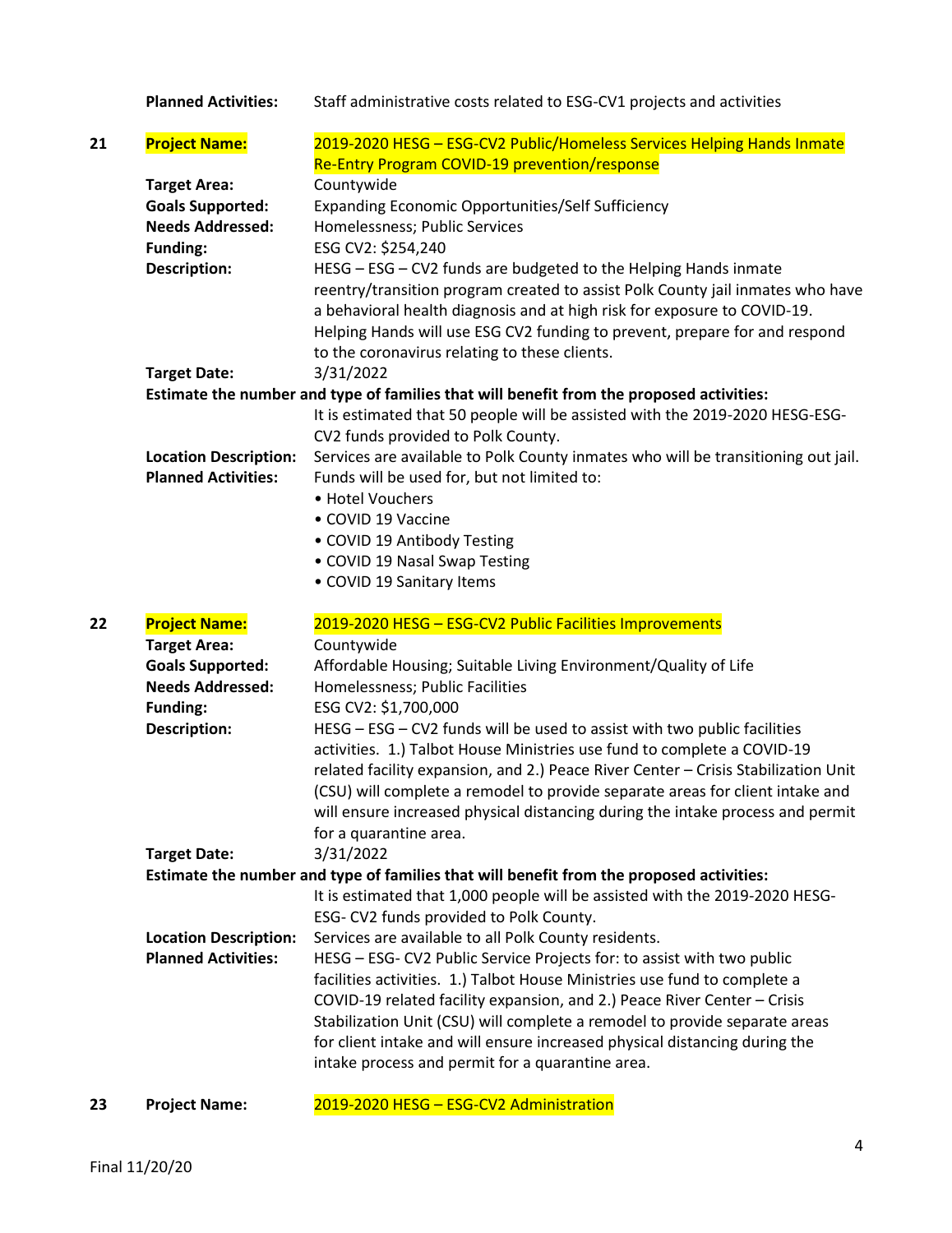**Planned Activities:** Staff administrative costs related to ESG-CV1 projects and activities

**21 Project Name:** 2019-2020 HESG – ESG-CV2 Public/Homeless Services Helping Hands Inmate Re-Entry Program COVID-19 prevention/response

**Target Area:** Countywide

**Goals Supported:** Expanding Economic Opportunities/Self Sufficiency

**Needs Addressed:** Homelessness; Public Services

**Funding:** ESG CV2: $254,240

**Description:** HESG – ESG – CV2 funds are budgeted to the Helping Hands inmate reentry/transition program created to assist Polk County jail inmates who have a behavioral health diagnosis and at high risk for exposure to COVID-19. Helping Hands will use ESG CV2 funding to prevent, prepare for and respond to the coronavirus relating to these clients.

**Target Date:** 3/31/2022

**Estimate the number and type of families that will benefit from the proposed activities:**

It is estimated that 50 people will be assisted with the 2019-2020 HESG-ESG-CV2 funds provided to Polk County.

**Location Description:** Services are available to Polk County inmates who will be transitioning out jail.

**Planned Activities:** Funds will be used for, but not limited to:

- Hotel Vouchers
- COVID 19 Vaccine
- COVID 19 Antibody Testing
- COVID 19 Nasal Swap Testing
- COVID 19 Sanitary Items

**22 Project Name:** 2019-2020 HESG – ESG-CV2 Public Facilities Improvements

**Target Area:** Countywide

**Goals Supported:** Affordable Housing; Suitable Living Environment/Quality of Life

**Needs Addressed:** Homelessness; Public Facilities

**Funding:** ESG CV2: $1,700,000

**Description:** HESG – ESG – CV2 funds will be used to assist with two public facilities activities. 1.) Talbot House Ministries use fund to complete a COVID-19 related facility expansion, and 2.) Peace River Center – Crisis Stabilization Unit (CSU) will complete a remodel to provide separate areas for client intake and will ensure increased physical distancing during the intake process and permit for a quarantine area.

**Target Date:** 3/31/2022

**Estimate the number and type of families that will benefit from the proposed activities:**

It is estimated that 1,000 people will be assisted with the 2019-2020 HESG-ESG- CV2 funds provided to Polk County.

**Location Description:** Services are available to all Polk County residents.

**Planned Activities:** HESG – ESG- CV2 Public Service Projects for: to assist with two public facilities activities. 1.) Talbot House Ministries use fund to complete a COVID-19 related facility expansion, and 2.) Peace River Center – Crisis Stabilization Unit (CSU) will complete a remodel to provide separate areas for client intake and will ensure increased physical distancing during the intake process and permit for a quarantine area.

**23 Project Name:** 2019-2020 HESG – ESG-CV2 Administration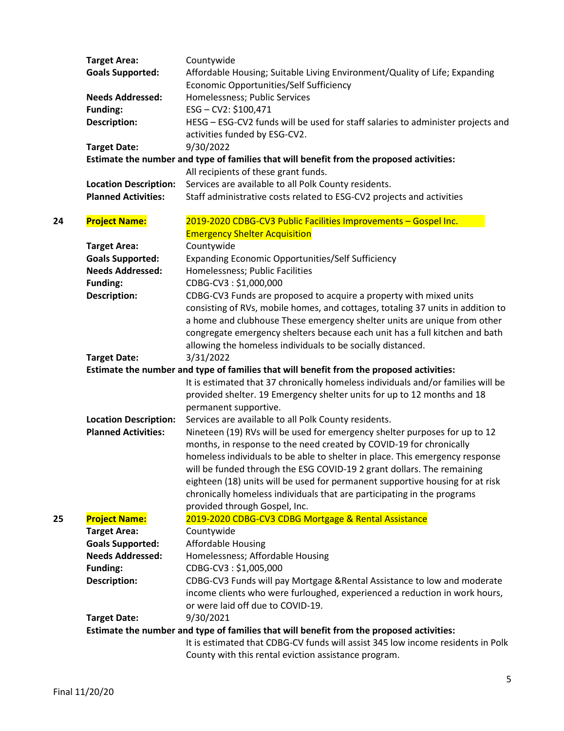| | | |
|---|---|---|
| | **Target Area:** | Countywide |
| | **Goals Supported:** | Affordable Housing; Suitable Living Environment/Quality of Life; Expanding Economic Opportunities/Self Sufficiency |
| | **Needs Addressed:** | Homelessness; Public Services |
| | **Funding:** | ESG – CV2: $100,471 |
| | **Description:** | HESG – ESG-CV2 funds will be used for staff salaries to administer projects and activities funded by ESG-CV2. |
| | **Target Date:** | 9/30/2022 |
| | **Estimate the number and type of families that will benefit from the proposed activities:** | All recipients of these grant funds. |
| | **Location Description:** | Services are available to all Polk County residents. |
| | **Planned Activities:** | Staff administrative costs related to ESG-CV2 projects and activities |
| **24** | **Project Name:** | 2019-2020 CDBG-CV3 Public Facilities Improvements – Gospel Inc. Emergency Shelter Acquisition |
| | **Target Area:** | Countywide |
| | **Goals Supported:** | Expanding Economic Opportunities/Self Sufficiency |
| | **Needs Addressed:** | Homelessness; Public Facilities |
| | **Funding:** | CDBG-CV3 : $1,000,000 |
| | **Description:** | CDBG-CV3 Funds are proposed to acquire a property with mixed units consisting of RVs, mobile homes, and cottages, totaling 37 units in addition to a home and clubhouse These emergency shelter units are unique from other congregate emergency shelters because each unit has a full kitchen and bath allowing the homeless individuals to be socially distanced. |
| | **Target Date:** | 3/31/2022 |
| | **Estimate the number and type of families that will benefit from the proposed activities:** | It is estimated that 37 chronically homeless individuals and/or families will be provided shelter. 19 Emergency shelter units for up to 12 months and 18 permanent supportive. |
| | **Location Description:** | Services are available to all Polk County residents. |
| | **Planned Activities:** | Nineteen (19) RVs will be used for emergency shelter purposes for up to 12 months, in response to the need created by COVID-19 for chronically homeless individuals to be able to shelter in place. This emergency response will be funded through the ESG COVID-19 2 grant dollars. The remaining eighteen (18) units will be used for permanent supportive housing for at risk chronically homeless individuals that are participating in the programs provided through Gospel, Inc. |
| **25** | **Project Name:** | 2019-2020 CDBG-CV3 CDBG Mortgage & Rental Assistance |
| | **Target Area:** | Countywide |
| | **Goals Supported:** | Affordable Housing |
| | **Needs Addressed:** | Homelessness; Affordable Housing |
| | **Funding:** | CDBG-CV3 : $1,005,000 |
| | **Description:** | CDBG-CV3 Funds will pay Mortgage &Rental Assistance to low and moderate income clients who were furloughed, experienced a reduction in work hours, or were laid off due to COVID-19. |
| | **Target Date:** | 9/30/2021 |
| | **Estimate the number and type of families that will benefit from the proposed activities:** | It is estimated that CDBG-CV funds will assist 345 low income residents in Polk County with this rental eviction assistance program. |

Final 11/20/20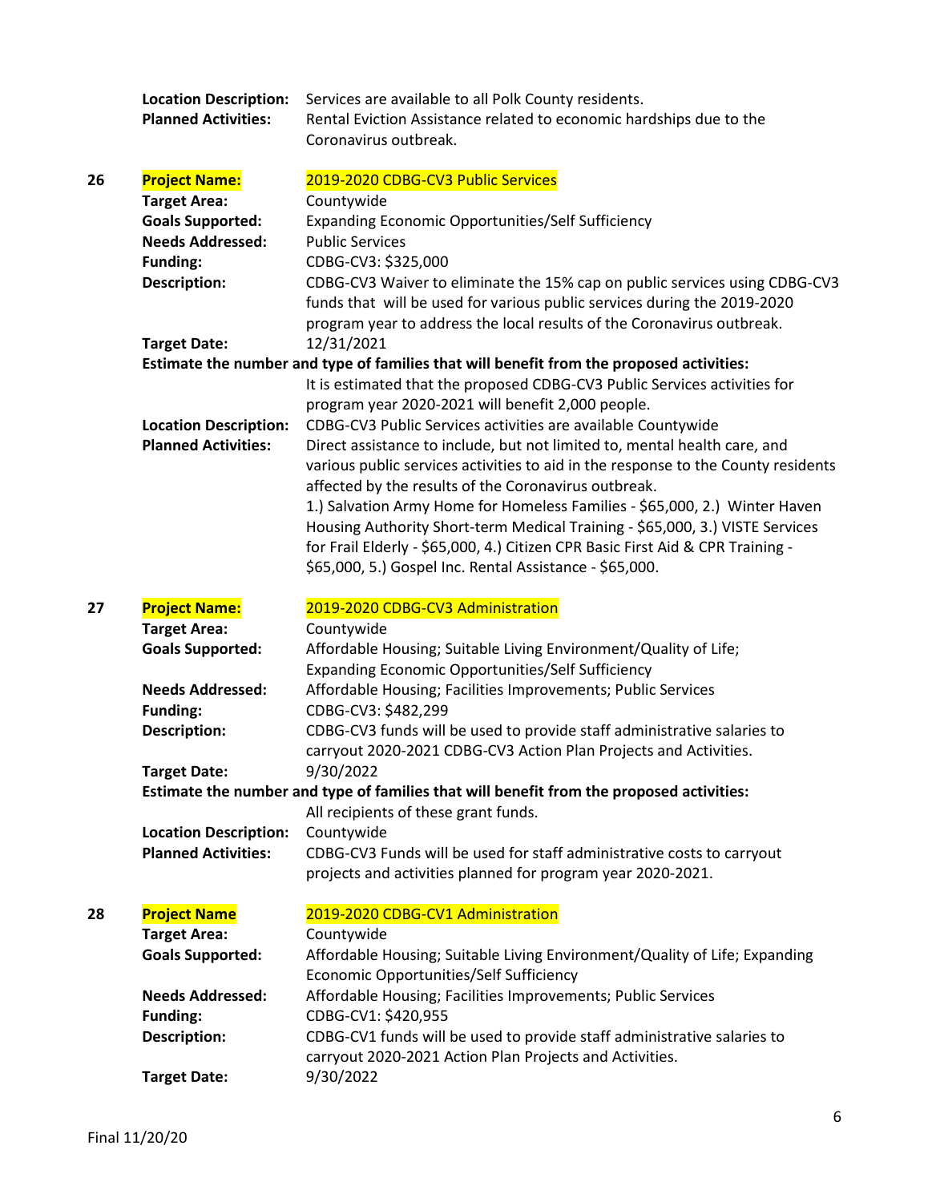**Location Description:** Services are available to all Polk County residents.

**Planned Activities:** Rental Eviction Assistance related to economic hardships due to the Coronavirus outbreak.

**26** **Project Name:** 2019-2020 CDBG-CV3 Public Services

**Target Area:** Countywide

**Goals Supported:** Expanding Economic Opportunities/Self Sufficiency

**Needs Addressed:** Public Services

**Funding:** CDBG-CV3: $325,000

**Description:** CDBG-CV3 Waiver to eliminate the 15% cap on public services using CDBG-CV3 funds that will be used for various public services during the 2019-2020 program year to address the local results of the Coronavirus outbreak.

**Target Date:** 12/31/2021

**Estimate the number and type of families that will benefit from the proposed activities:**
It is estimated that the proposed CDBG-CV3 Public Services activities for program year 2020-2021 will benefit 2,000 people.

**Location Description:** CDBG-CV3 Public Services activities are available Countywide

**Planned Activities:** Direct assistance to include, but not limited to, mental health care, and various public services activities to aid in the response to the County residents affected by the results of the Coronavirus outbreak.
1.) Salvation Army Home for Homeless Families - $65,000, 2.) Winter Haven Housing Authority Short-term Medical Training - $65,000, 3.) VISTE Services for Frail Elderly - $65,000, 4.) Citizen CPR Basic First Aid & CPR Training - $65,000, 5.) Gospel Inc. Rental Assistance - $65,000.

**27** **Project Name:** 2019-2020 CDBG-CV3 Administration

**Target Area:** Countywide

**Goals Supported:** Affordable Housing; Suitable Living Environment/Quality of Life; Expanding Economic Opportunities/Self Sufficiency

**Needs Addressed:** Affordable Housing; Facilities Improvements; Public Services

**Funding:** CDBG-CV3: $482,299

**Description:** CDBG-CV3 funds will be used to provide staff administrative salaries to carryout 2020-2021 CDBG-CV3 Action Plan Projects and Activities.

**Target Date:** 9/30/2022

**Estimate the number and type of families that will benefit from the proposed activities:**
All recipients of these grant funds.

**Location Description:** Countywide

**Planned Activities:** CDBG-CV3 Funds will be used for staff administrative costs to carryout projects and activities planned for program year 2020-2021.

**28** **Project Name** 2019-2020 CDBG-CV1 Administration

**Target Area:** Countywide

**Goals Supported:** Affordable Housing; Suitable Living Environment/Quality of Life; Expanding Economic Opportunities/Self Sufficiency

**Needs Addressed:** Affordable Housing; Facilities Improvements; Public Services

**Funding:** CDBG-CV1: $420,955

**Description:** CDBG-CV1 funds will be used to provide staff administrative salaries to carryout 2020-2021 Action Plan Projects and Activities.

**Target Date:** 9/30/2022

Final 11/20/20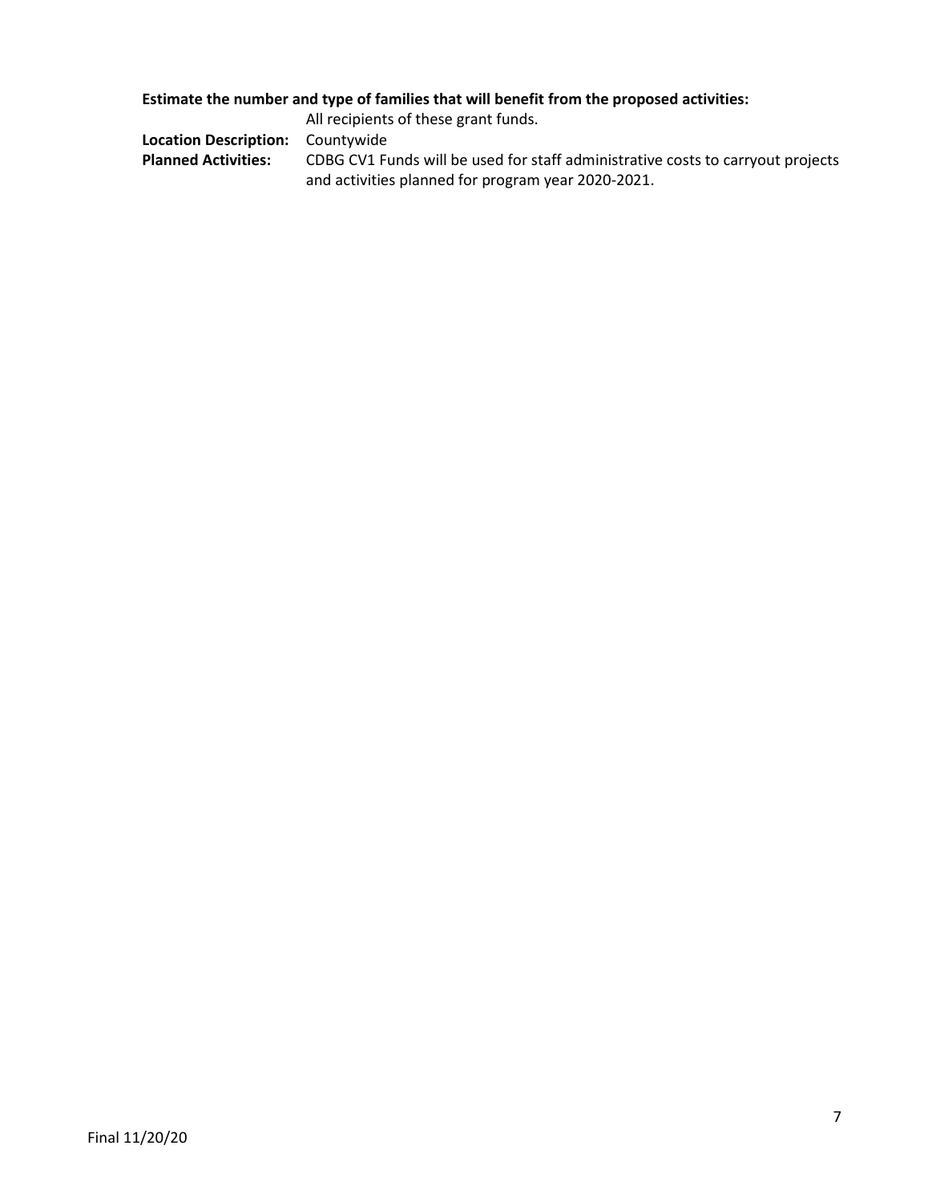**Estimate the number and type of families that will benefit from the proposed activities:**

All recipients of these grant funds.

**Location Description:** Countywide

**Planned Activities:** CDBG CV1 Funds will be used for staff administrative costs to carryout projects and activities planned for program year 2020-2021.

Final 11/20/20